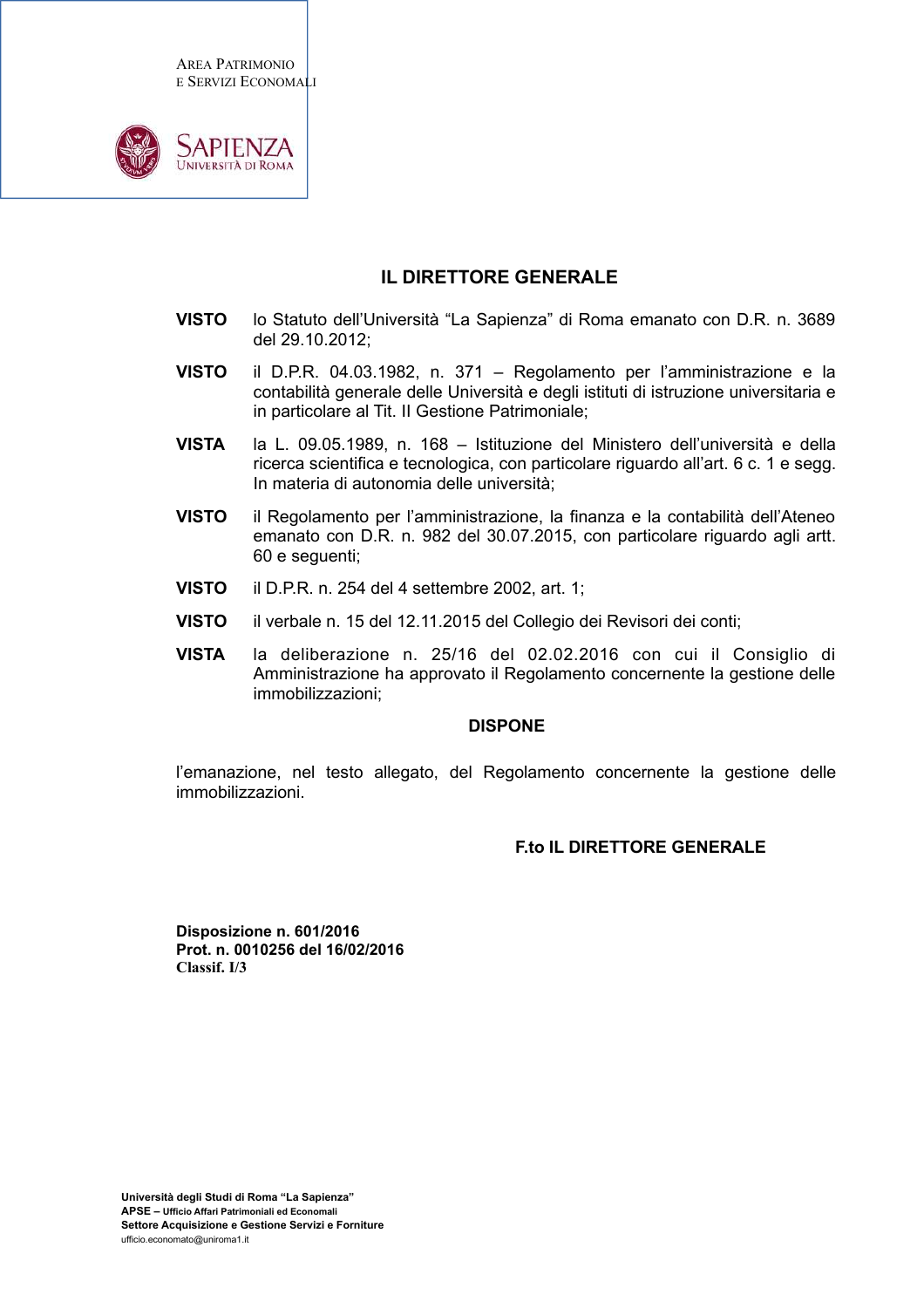AREA PATRIMONIO
E SERVIZI ECONOMALI

SAPIENZA
UNIVERSITÀ DI ROMA

## IL DIRETTORE GENERALE

**VISTO** lo Statuto dell'Università "La Sapienza" di Roma emanato con D.R. n. 3689 del 29.10.2012;

**VISTO** il D.P.R. 04.03.1982, n. 371 – Regolamento per l'amministrazione e la contabilità generale delle Università e degli istituti di istruzione universitaria e in particolare al Tit. II Gestione Patrimoniale;

**VISTA** la L. 09.05.1989, n. 168 – Istituzione del Ministero dell'università e della ricerca scientifica e tecnologica, con particolare riguardo all'art. 6 c. 1 e segg. In materia di autonomia delle università;

**VISTO** il Regolamento per l'amministrazione, la finanza e la contabilità dell'Ateneo emanato con D.R. n. 982 del 30.07.2015, con particolare riguardo agli artt. 60 e seguenti;

**VISTO** il D.P.R. n. 254 del 4 settembre 2002, art. 1;

**VISTO** il verbale n. 15 del 12.11.2015 del Collegio dei Revisori dei conti;

**VISTA** la deliberazione n. 25/16 del 02.02.2016 con cui il Consiglio di Amministrazione ha approvato il Regolamento concernente la gestione delle immobilizzazioni;

**DISPONE**

l'emanazione, nel testo allegato, del Regolamento concernente la gestione delle immobilizzazioni.

**F.to IL DIRETTORE GENERALE**

**Disposizione n. 601/2016**
**Prot. n. 0010256 del 16/02/2016**
**Classif. I/3**

**Università degli Studi di Roma "La Sapienza"**
**APSE – Ufficio Affari Patrimoniali ed Economali**
**Settore Acquisizione e Gestione Servizi e Forniture**
ufficio.economato@uniroma1.it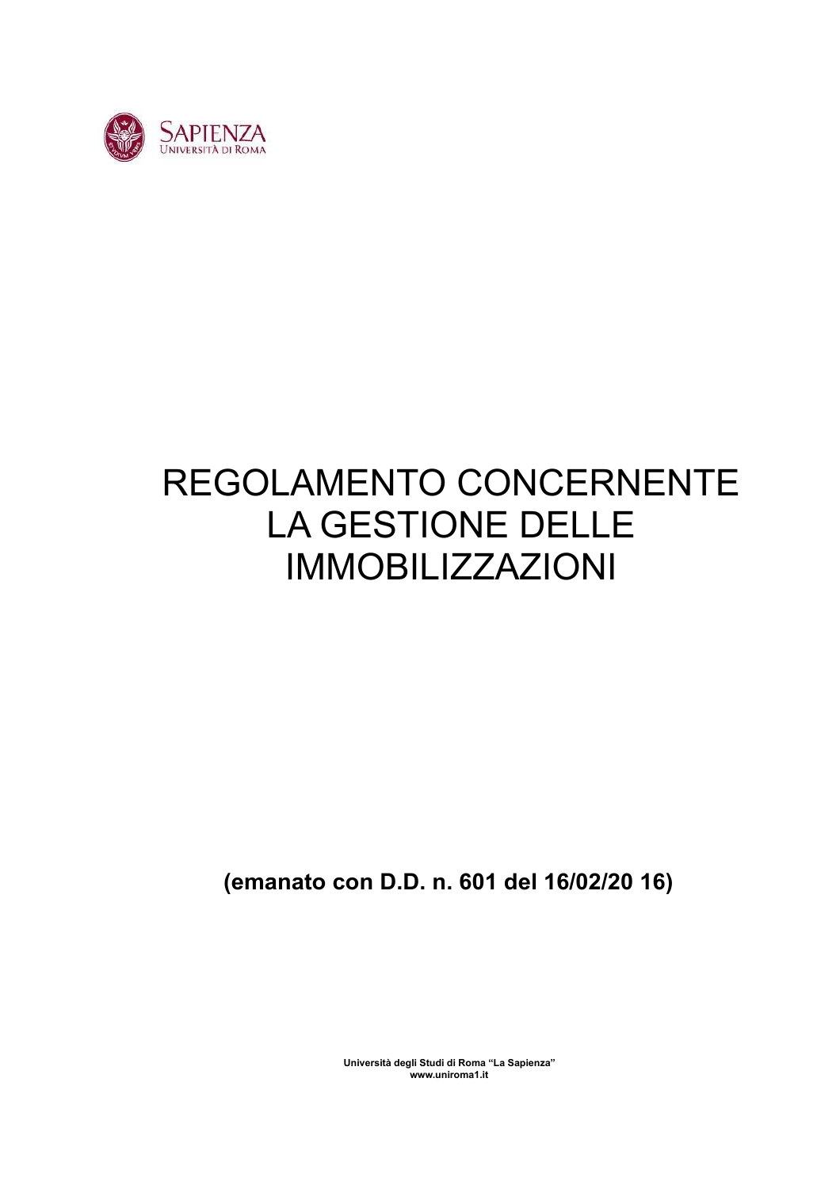# REGOLAMENTO CONCERNENTE LA GESTIONE DELLE IMMOBILIZZAZIONI

**(emanato con D.D. n. 601 del 16/02/20 16)**

**Università degli Studi di Roma "La Sapienza"**
**www.uniroma1.it**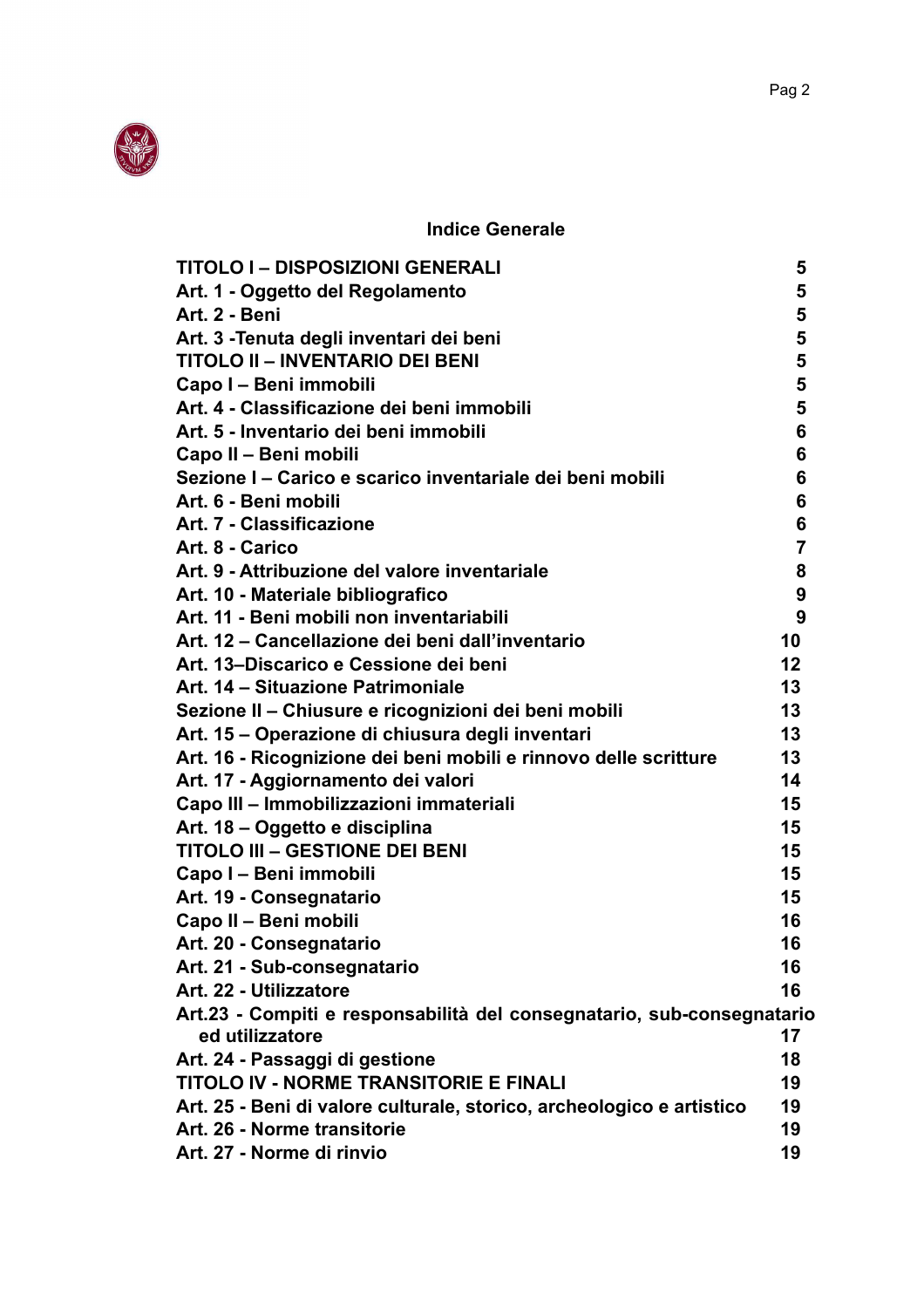## Indice Generale

| | |
|---|---|
| **TITOLO I – DISPOSIZIONI GENERALI** | **5** |
| **Art. 1 - Oggetto del Regolamento** | **5** |
| **Art. 2 - Beni** | **5** |
| **Art. 3 -Tenuta degli inventari dei beni** | **5** |
| **TITOLO II – INVENTARIO DEI BENI** | **5** |
| **Capo I – Beni immobili** | **5** |
| **Art. 4 - Classificazione dei beni immobili** | **5** |
| **Art. 5 - Inventario dei beni immobili** | **6** |
| **Capo II – Beni mobili** | **6** |
| **Sezione I – Carico e scarico inventariale dei beni mobili** | **6** |
| **Art. 6 - Beni mobili** | **6** |
| **Art. 7 - Classificazione** | **6** |
| **Art. 8 - Carico** | **7** |
| **Art. 9 - Attribuzione del valore inventariale** | **8** |
| **Art. 10 - Materiale bibliografico** | **9** |
| **Art. 11 - Beni mobili non inventariabili** | **9** |
| **Art. 12 – Cancellazione dei beni dall'inventario** | **10** |
| **Art. 13–Discarico e Cessione dei beni** | **12** |
| **Art. 14 – Situazione Patrimoniale** | **13** |
| **Sezione II – Chiusure e ricognizioni dei beni mobili** | **13** |
| **Art. 15 – Operazione di chiusura degli inventari** | **13** |
| **Art. 16 - Ricognizione dei beni mobili e rinnovo delle scritture** | **13** |
| **Art. 17 - Aggiornamento dei valori** | **14** |
| **Capo III – Immobilizzazioni immateriali** | **15** |
| **Art. 18 – Oggetto e disciplina** | **15** |
| **TITOLO III – GESTIONE DEI BENI** | **15** |
| **Capo I – Beni immobili** | **15** |
| **Art. 19 - Consegnatario** | **15** |
| **Capo II – Beni mobili** | **16** |
| **Art. 20 - Consegnatario** | **16** |
| **Art. 21 - Sub-consegnatario** | **16** |
| **Art. 22 - Utilizzatore** | **16** |
| **Art.23 - Compiti e responsabilità del consegnatario, sub-consegnatario ed utilizzatore** | **17** |
| **Art. 24 - Passaggi di gestione** | **18** |
| **TITOLO IV - NORME TRANSITORIE E FINALI** | **19** |
| **Art. 25 - Beni di valore culturale, storico, archeologico e artistico** | **19** |
| **Art. 26 - Norme transitorie** | **19** |
| **Art. 27 - Norme di rinvio** | **19** |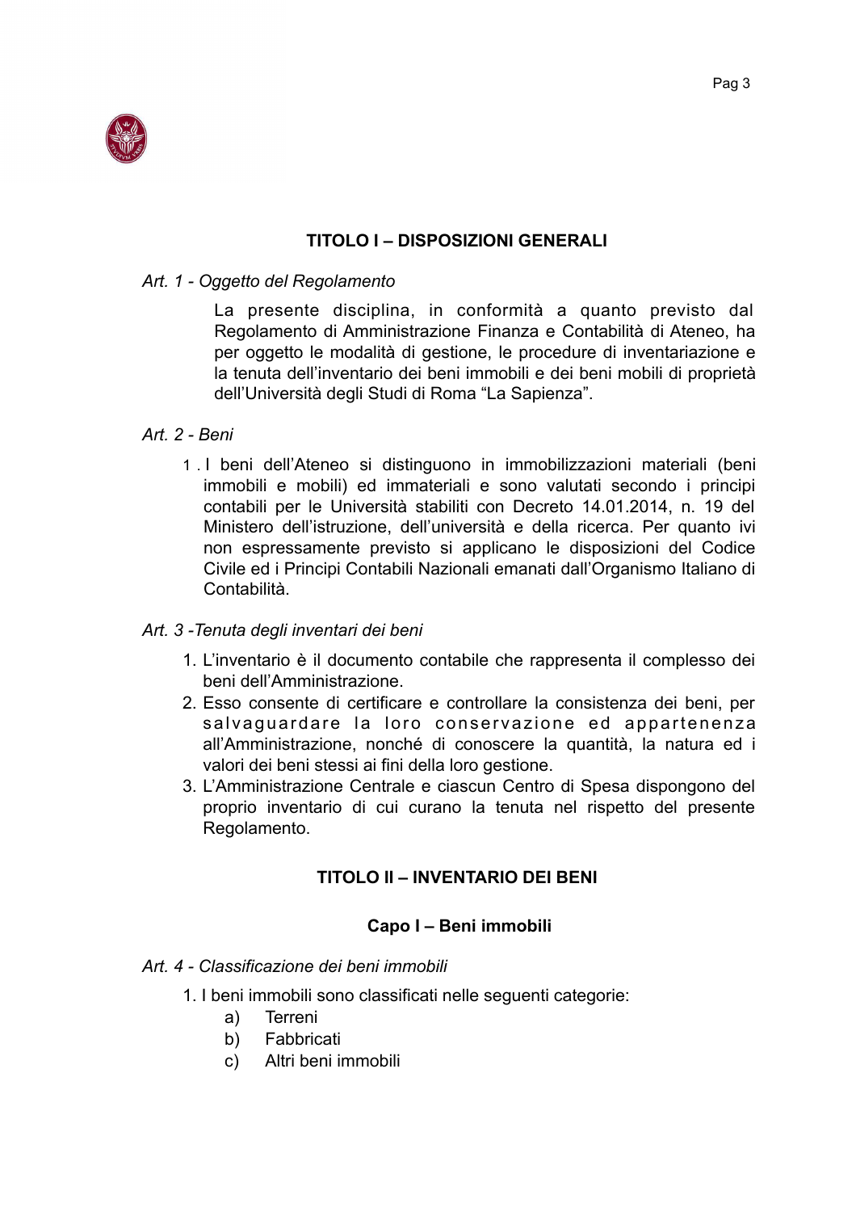## TITOLO I – DISPOSIZIONI GENERALI

*Art. 1 - Oggetto del Regolamento*

La presente disciplina, in conformità a quanto previsto dal Regolamento di Amministrazione Finanza e Contabilità di Ateneo, ha per oggetto le modalità di gestione, le procedure di inventariazione e la tenuta dell'inventario dei beni immobili e dei beni mobili di proprietà dell'Università degli Studi di Roma "La Sapienza".

*Art. 2 - Beni*

1. I beni dell'Ateneo si distinguono in immobilizzazioni materiali (beni immobili e mobili) ed immateriali e sono valutati secondo i principi contabili per le Università stabiliti con Decreto 14.01.2014, n. 19 del Ministero dell'istruzione, dell'università e della ricerca. Per quanto ivi non espressamente previsto si applicano le disposizioni del Codice Civile ed i Principi Contabili Nazionali emanati dall'Organismo Italiano di Contabilità.

*Art. 3 -Tenuta degli inventari dei beni*

1. L'inventario è il documento contabile che rappresenta il complesso dei beni dell'Amministrazione.
2. Esso consente di certificare e controllare la consistenza dei beni, per salvaguardare la loro conservazione ed appartenenza all'Amministrazione, nonché di conoscere la quantità, la natura ed i valori dei beni stessi ai fini della loro gestione.
3. L'Amministrazione Centrale e ciascun Centro di Spesa dispongono del proprio inventario di cui curano la tenuta nel rispetto del presente Regolamento.

## TITOLO II – INVENTARIO DEI BENI

### Capo I – Beni immobili

*Art. 4 - Classificazione dei beni immobili*

1. I beni immobili sono classificati nelle seguenti categorie:
   a) Terreni
   b) Fabbricati
   c) Altri beni immobili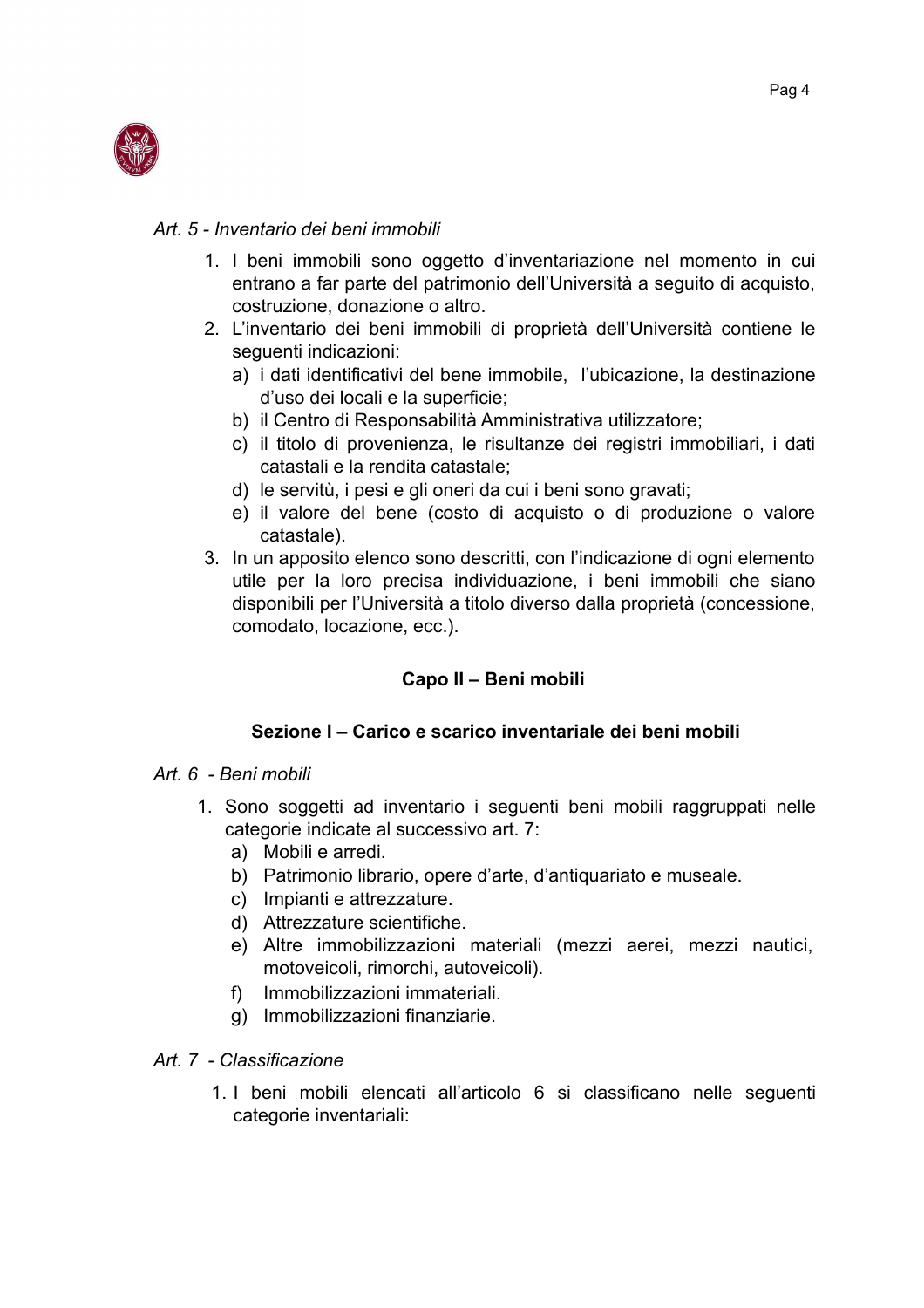*Art. 5 - Inventario dei beni immobili*

1. I beni immobili sono oggetto d'inventariazione nel momento in cui entrano a far parte del patrimonio dell'Università a seguito di acquisto, costruzione, donazione o altro.
2. L'inventario dei beni immobili di proprietà dell'Università contiene le seguenti indicazioni:
   a) i dati identificativi del bene immobile, l'ubicazione, la destinazione d'uso dei locali e la superficie;
   b) il Centro di Responsabilità Amministrativa utilizzatore;
   c) il titolo di provenienza, le risultanze dei registri immobiliari, i dati catastali e la rendita catastale;
   d) le servitù, i pesi e gli oneri da cui i beni sono gravati;
   e) il valore del bene (costo di acquisto o di produzione o valore catastale).
3. In un apposito elenco sono descritti, con l'indicazione di ogni elemento utile per la loro precisa individuazione, i beni immobili che siano disponibili per l'Università a titolo diverso dalla proprietà (concessione, comodato, locazione, ecc.).

## Capo II – Beni mobili

### Sezione I – Carico e scarico inventariale dei beni mobili

*Art. 6 - Beni mobili*

1. Sono soggetti ad inventario i seguenti beni mobili raggruppati nelle categorie indicate al successivo art. 7:
   a) Mobili e arredi.
   b) Patrimonio librario, opere d'arte, d'antiquariato e museale.
   c) Impianti e attrezzature.
   d) Attrezzature scientifiche.
   e) Altre immobilizzazioni materiali (mezzi aerei, mezzi nautici, motoveicoli, rimorchi, autoveicoli).
   f) Immobilizzazioni immateriali.
   g) Immobilizzazioni finanziarie.

*Art. 7 - Classificazione*

1. I beni mobili elencati all'articolo 6 si classificano nelle seguenti categorie inventariali: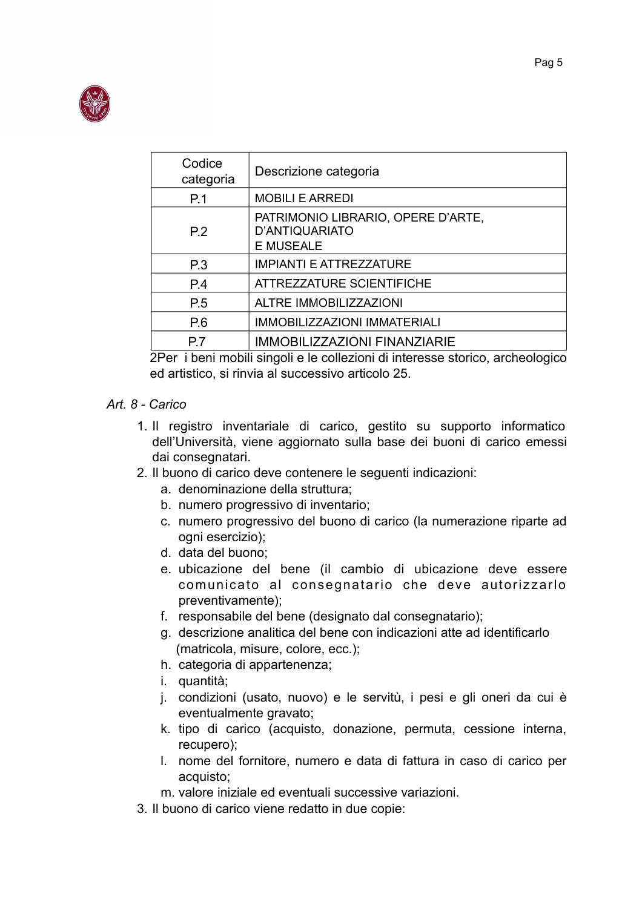| Codice categoria | Descrizione categoria |
|---|---|
| P.1 | MOBILI E ARREDI |
| P.2 | PATRIMONIO LIBRARIO, OPERE D'ARTE, D'ANTIQUARIATO E MUSEALE |
| P.3 | IMPIANTI E ATTREZZATURE |
| P.4 | ATTREZZATURE SCIENTIFICHE |
| P.5 | ALTRE IMMOBILIZZAZIONI |
| P.6 | IMMOBILIZZAZIONI IMMATERIALI |
| P.7 | IMMOBILIZZAZIONI FINANZIARIE |

2Per i beni mobili singoli e le collezioni di interesse storico, archeologico ed artistico, si rinvia al successivo articolo 25.

*Art. 8 - Carico*

1. Il registro inventariale di carico, gestito su supporto informatico dell'Università, viene aggiornato sulla base dei buoni di carico emessi dai consegnatari.
2. Il buono di carico deve contenere le seguenti indicazioni:
   a. denominazione della struttura;
   b. numero progressivo di inventario;
   c. numero progressivo del buono di carico (la numerazione riparte ad ogni esercizio);
   d. data del buono;
   e. ubicazione del bene (il cambio di ubicazione deve essere comunicato al consegnatario che deve autorizzarlo preventivamente);
   f. responsabile del bene (designato dal consegnatario);
   g. descrizione analitica del bene con indicazioni atte ad identificarlo (matricola, misure, colore, ecc.);
   h. categoria di appartenenza;
   i. quantità;
   j. condizioni (usato, nuovo) e le servitù, i pesi e gli oneri da cui è eventualmente gravato;
   k. tipo di carico (acquisto, donazione, permuta, cessione interna, recupero);
   l. nome del fornitore, numero e data di fattura in caso di carico per acquisto;
   m. valore iniziale ed eventuali successive variazioni.
3. Il buono di carico viene redatto in due copie: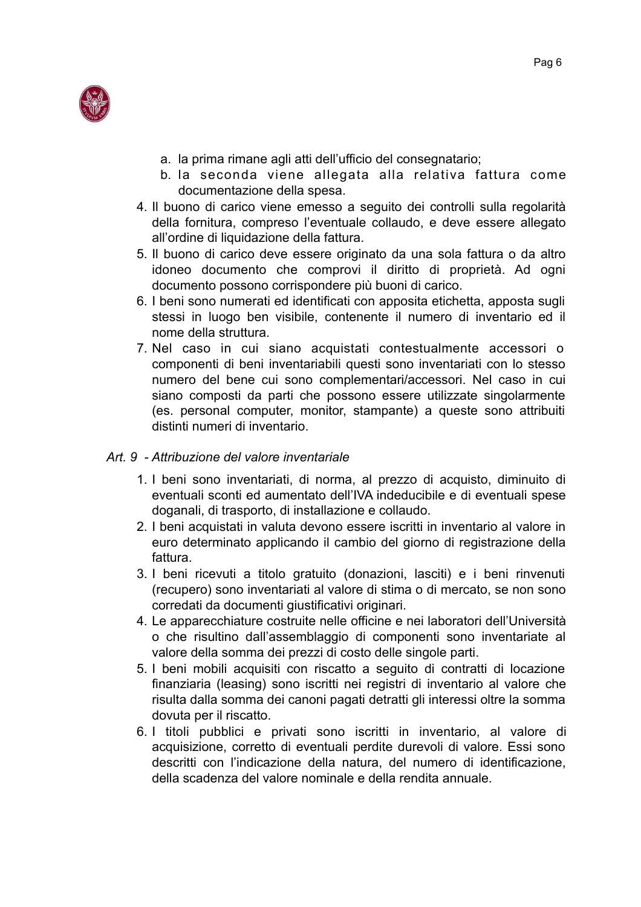a. la prima rimane agli atti dell'ufficio del consegnatario;
   b. la seconda viene allegata alla relativa fattura come documentazione della spesa.
4. Il buono di carico viene emesso a seguito dei controlli sulla regolarità della fornitura, compreso l'eventuale collaudo, e deve essere allegato all'ordine di liquidazione della fattura.
5. Il buono di carico deve essere originato da una sola fattura o da altro idoneo documento che comprovi il diritto di proprietà. Ad ogni documento possono corrispondere più buoni di carico.
6. I beni sono numerati ed identificati con apposita etichetta, apposta sugli stessi in luogo ben visibile, contenente il numero di inventario ed il nome della struttura.
7. Nel caso in cui siano acquistati contestualmente accessori o componenti di beni inventariabili questi sono inventariati con lo stesso numero del bene cui sono complementari/accessori. Nel caso in cui siano composti da parti che possono essere utilizzate singolarmente (es. personal computer, monitor, stampante) a queste sono attribuiti distinti numeri di inventario.

*Art. 9 - Attribuzione del valore inventariale*

1. I beni sono inventariati, di norma, al prezzo di acquisto, diminuito di eventuali sconti ed aumentato dell'IVA indeducibile e di eventuali spese doganali, di trasporto, di installazione e collaudo.
2. I beni acquistati in valuta devono essere iscritti in inventario al valore in euro determinato applicando il cambio del giorno di registrazione della fattura.
3. I beni ricevuti a titolo gratuito (donazioni, lasciti) e i beni rinvenuti (recupero) sono inventariati al valore di stima o di mercato, se non sono corredati da documenti giustificativi originari.
4. Le apparecchiature costruite nelle officine e nei laboratori dell'Università o che risultino dall'assemblaggio di componenti sono inventariate al valore della somma dei prezzi di costo delle singole parti.
5. I beni mobili acquisiti con riscatto a seguito di contratti di locazione finanziaria (leasing) sono iscritti nei registri di inventario al valore che risulta dalla somma dei canoni pagati detratti gli interessi oltre la somma dovuta per il riscatto.
6. I titoli pubblici e privati sono iscritti in inventario, al valore di acquisizione, corretto di eventuali perdite durevoli di valore. Essi sono descritti con l'indicazione della natura, del numero di identificazione, della scadenza del valore nominale e della rendita annuale.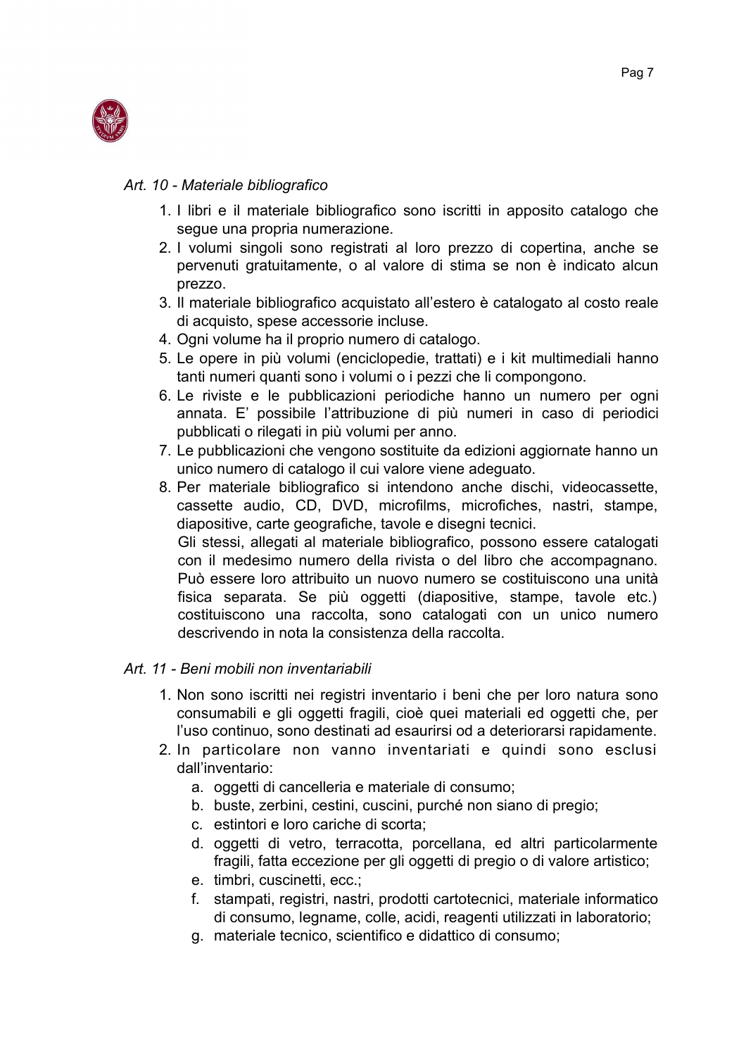*Art. 10 - Materiale bibliografico*

1. I libri e il materiale bibliografico sono iscritti in apposito catalogo che segue una propria numerazione.
2. I volumi singoli sono registrati al loro prezzo di copertina, anche se pervenuti gratuitamente, o al valore di stima se non è indicato alcun prezzo.
3. Il materiale bibliografico acquistato all'estero è catalogato al costo reale di acquisto, spese accessorie incluse.
4. Ogni volume ha il proprio numero di catalogo.
5. Le opere in più volumi (enciclopedie, trattati) e i kit multimediali hanno tanti numeri quanti sono i volumi o i pezzi che li compongono.
6. Le riviste e le pubblicazioni periodiche hanno un numero per ogni annata. E' possibile l'attribuzione di più numeri in caso di periodici pubblicati o rilegati in più volumi per anno.
7. Le pubblicazioni che vengono sostituite da edizioni aggiornate hanno un unico numero di catalogo il cui valore viene adeguato.
8. Per materiale bibliografico si intendono anche dischi, videocassette, cassette audio, CD, DVD, microfilms, microfiches, nastri, stampe, diapositive, carte geografiche, tavole e disegni tecnici.
   Gli stessi, allegati al materiale bibliografico, possono essere catalogati con il medesimo numero della rivista o del libro che accompagnano. Può essere loro attribuito un nuovo numero se costituiscono una unità fisica separata. Se più oggetti (diapositive, stampe, tavole etc.) costituiscono una raccolta, sono catalogati con un unico numero descrivendo in nota la consistenza della raccolta.

*Art. 11 - Beni mobili non inventariabili*

1. Non sono iscritti nei registri inventario i beni che per loro natura sono consumabili e gli oggetti fragili, cioè quei materiali ed oggetti che, per l'uso continuo, sono destinati ad esaurirsi od a deteriorarsi rapidamente.
2. In particolare non vanno inventariati e quindi sono esclusi dall'inventario:
   a. oggetti di cancelleria e materiale di consumo;
   b. buste, zerbini, cestini, cuscini, purché non siano di pregio;
   c. estintori e loro cariche di scorta;
   d. oggetti di vetro, terracotta, porcellana, ed altri particolarmente fragili, fatta eccezione per gli oggetti di pregio o di valore artistico;
   e. timbri, cuscinetti, ecc.;
   f. stampati, registri, nastri, prodotti cartotecnici, materiale informatico di consumo, legname, colle, acidi, reagenti utilizzati in laboratorio;
   g. materiale tecnico, scientifico e didattico di consumo;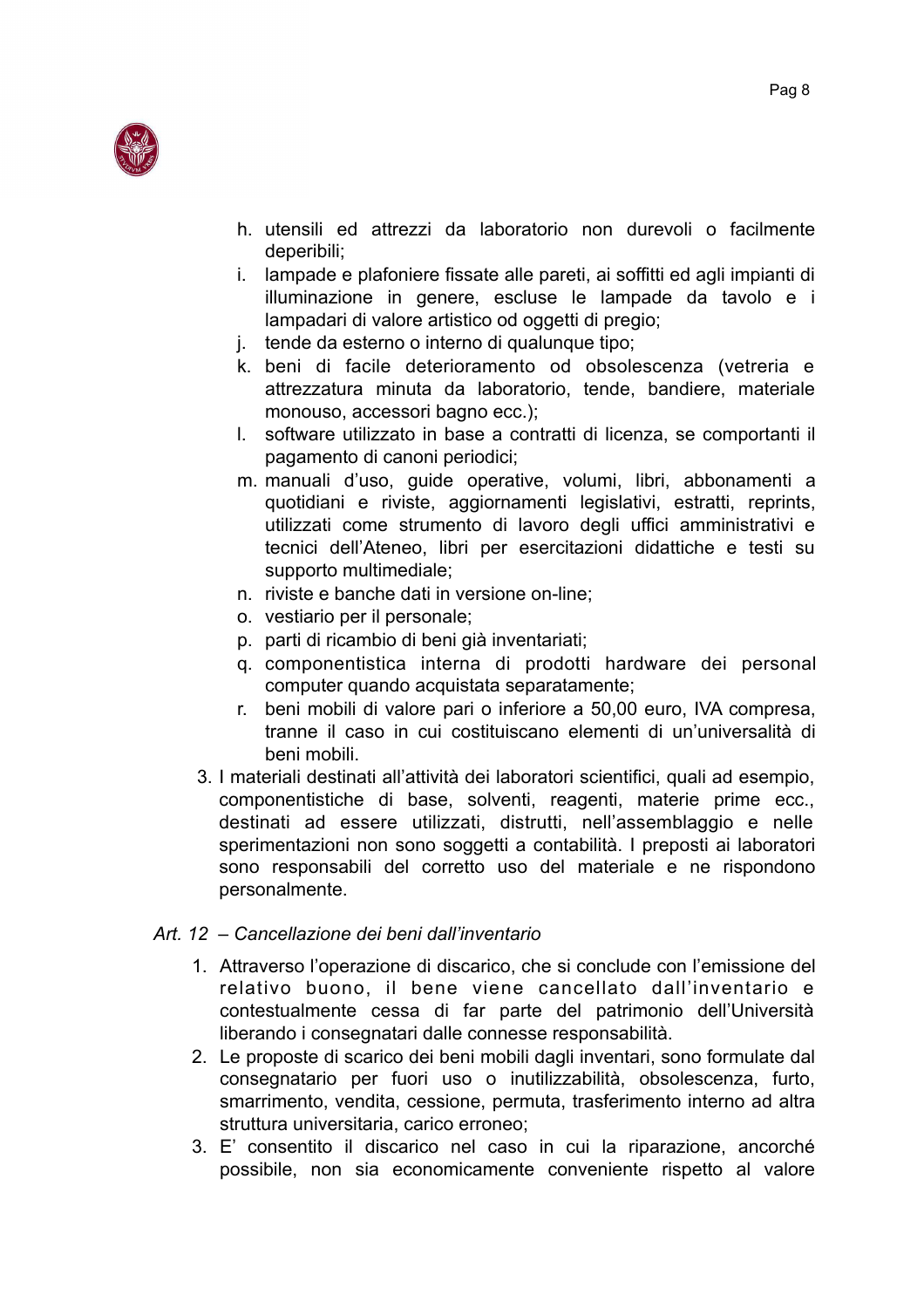h. utensili ed attrezzi da laboratorio non durevoli o facilmente deperibili;
i. lampade e plafoniere fissate alle pareti, ai soffitti ed agli impianti di illuminazione in genere, escluse le lampade da tavolo e i lampadari di valore artistico od oggetti di pregio;
j. tende da esterno o interno di qualunque tipo;
k. beni di facile deterioramento od obsolescenza (vetreria e attrezzatura minuta da laboratorio, tende, bandiere, materiale monouso, accessori bagno ecc.);
l. software utilizzato in base a contratti di licenza, se comportanti il pagamento di canoni periodici;
m. manuali d'uso, guide operative, volumi, libri, abbonamenti a quotidiani e riviste, aggiornamenti legislativi, estratti, reprints, utilizzati come strumento di lavoro degli uffici amministrativi e tecnici dell'Ateneo, libri per esercitazioni didattiche e testi su supporto multimediale;
n. riviste e banche dati in versione on-line;
o. vestiario per il personale;
p. parti di ricambio di beni già inventariati;
q. componentistica interna di prodotti hardware dei personal computer quando acquistata separatamente;
r. beni mobili di valore pari o inferiore a 50,00 euro, IVA compresa, tranne il caso in cui costituiscano elementi di un'universalità di beni mobili.

3. I materiali destinati all'attività dei laboratori scientifici, quali ad esempio, componentistiche di base, solventi, reagenti, materie prime ecc., destinati ad essere utilizzati, distrutti, nell'assemblaggio e nelle sperimentazioni non sono soggetti a contabilità. I preposti ai laboratori sono responsabili del corretto uso del materiale e ne rispondono personalmente.

*Art. 12 – Cancellazione dei beni dall'inventario*

1. Attraverso l'operazione di discarico, che si conclude con l'emissione del relativo buono, il bene viene cancellato dall'inventario e contestualmente cessa di far parte del patrimonio dell'Università liberando i consegnatari dalle connesse responsabilità.
2. Le proposte di scarico dei beni mobili dagli inventari, sono formulate dal consegnatario per fuori uso o inutilizzabilità, obsolescenza, furto, smarrimento, vendita, cessione, permuta, trasferimento interno ad altra struttura universitaria, carico erroneo;
3. E' consentito il discarico nel caso in cui la riparazione, ancorché possibile, non sia economicamente conveniente rispetto al valore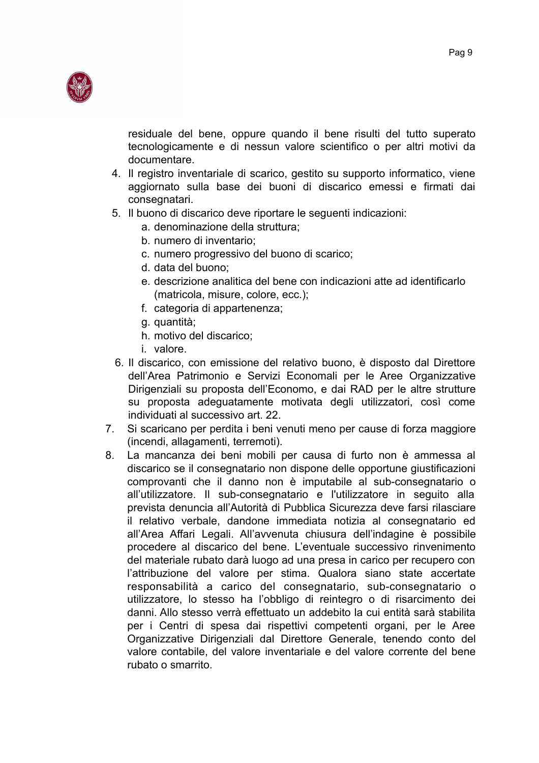residuale del bene, oppure quando il bene risulti del tutto superato tecnologicamente e di nessun valore scientifico o per altri motivi da documentare.

4. Il registro inventariale di scarico, gestito su supporto informatico, viene aggiornato sulla base dei buoni di discarico emessi e firmati dai consegnatari.
5. Il buono di discarico deve riportare le seguenti indicazioni:
   a. denominazione della struttura;
   b. numero di inventario;
   c. numero progressivo del buono di scarico;
   d. data del buono;
   e. descrizione analitica del bene con indicazioni atte ad identificarlo (matricola, misure, colore, ecc.);
   f. categoria di appartenenza;
   g. quantità;
   h. motivo del discarico;
   i. valore.
6. Il discarico, con emissione del relativo buono, è disposto dal Direttore dell'Area Patrimonio e Servizi Economali per le Aree Organizzative Dirigenziali su proposta dell'Economo, e dai RAD per le altre strutture su proposta adeguatamente motivata degli utilizzatori, così come individuati al successivo art. 22.
7. Si scaricano per perdita i beni venuti meno per cause di forza maggiore (incendi, allagamenti, terremoti).
8. La mancanza dei beni mobili per causa di furto non è ammessa al discarico se il consegnatario non dispone delle opportune giustificazioni comprovanti che il danno non è imputabile al sub-consegnatario o all'utilizzatore. Il sub-consegnatario e l'utilizzatore in seguito alla prevista denuncia all'Autorità di Pubblica Sicurezza deve farsi rilasciare il relativo verbale, dandone immediata notizia al consegnatario ed all'Area Affari Legali. All'avvenuta chiusura dell'indagine è possibile procedere al discarico del bene. L'eventuale successivo rinvenimento del materiale rubato darà luogo ad una presa in carico per recupero con l'attribuzione del valore per stima. Qualora siano state accertate responsabilità a carico del consegnatario, sub-consegnatario o utilizzatore, lo stesso ha l'obbligo di reintegro o di risarcimento dei danni. Allo stesso verrà effettuato un addebito la cui entità sarà stabilita per i Centri di spesa dai rispettivi competenti organi, per le Aree Organizzative Dirigenziali dal Direttore Generale, tenendo conto del valore contabile, del valore inventariale e del valore corrente del bene rubato o smarrito.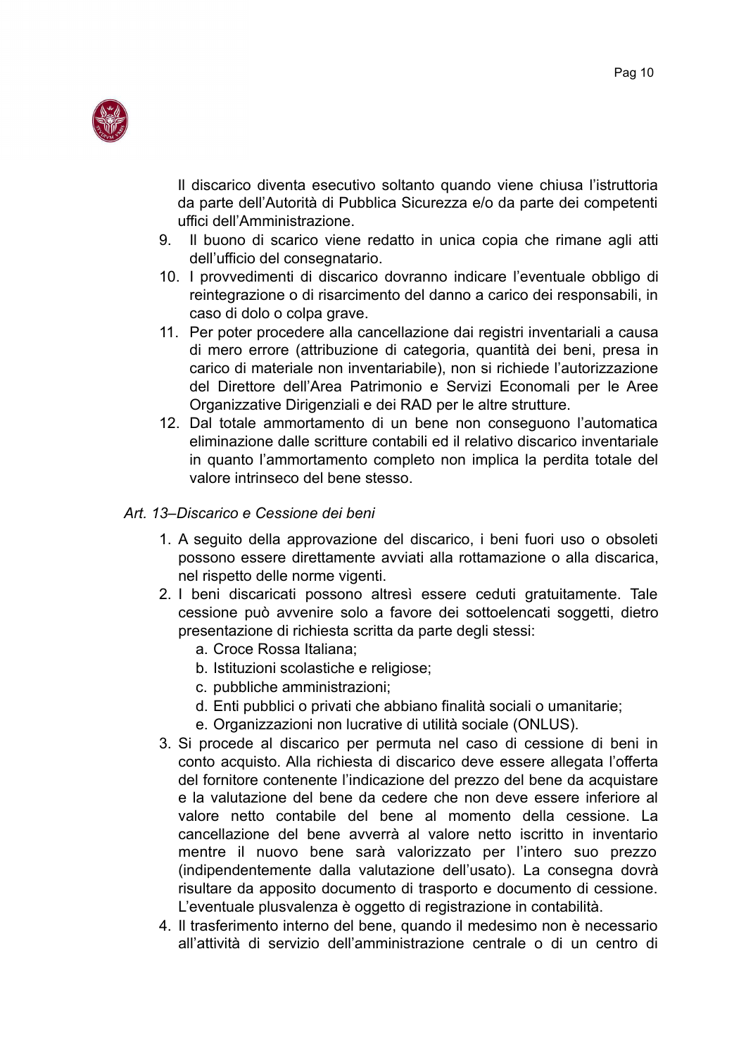Il discarico diventa esecutivo soltanto quando viene chiusa l'istruttoria da parte dell'Autorità di Pubblica Sicurezza e/o da parte dei competenti uffici dell'Amministrazione.

9. Il buono di scarico viene redatto in unica copia che rimane agli atti dell'ufficio del consegnatario.
10. I provvedimenti di discarico dovranno indicare l'eventuale obbligo di reintegrazione o di risarcimento del danno a carico dei responsabili, in caso di dolo o colpa grave.
11. Per poter procedere alla cancellazione dai registri inventariali a causa di mero errore (attribuzione di categoria, quantità dei beni, presa in carico di materiale non inventariabile), non si richiede l'autorizzazione del Direttore dell'Area Patrimonio e Servizi Economali per le Aree Organizzative Dirigenziali e dei RAD per le altre strutture.
12. Dal totale ammortamento di un bene non conseguono l'automatica eliminazione dalle scritture contabili ed il relativo discarico inventariale in quanto l'ammortamento completo non implica la perdita totale del valore intrinseco del bene stesso.

*Art. 13–Discarico e Cessione dei beni*

1. A seguito della approvazione del discarico, i beni fuori uso o obsoleti possono essere direttamente avviati alla rottamazione o alla discarica, nel rispetto delle norme vigenti.
2. I beni discaricati possono altresì essere ceduti gratuitamente. Tale cessione può avvenire solo a favore dei sottoelencati soggetti, dietro presentazione di richiesta scritta da parte degli stessi:
   a. Croce Rossa Italiana;
   b. Istituzioni scolastiche e religiose;
   c. pubbliche amministrazioni;
   d. Enti pubblici o privati che abbiano finalità sociali o umanitarie;
   e. Organizzazioni non lucrative di utilità sociale (ONLUS).
3. Si procede al discarico per permuta nel caso di cessione di beni in conto acquisto. Alla richiesta di discarico deve essere allegata l'offerta del fornitore contenente l'indicazione del prezzo del bene da acquistare e la valutazione del bene da cedere che non deve essere inferiore al valore netto contabile del bene al momento della cessione. La cancellazione del bene avverrà al valore netto iscritto in inventario mentre il nuovo bene sarà valorizzato per l'intero suo prezzo (indipendentemente dalla valutazione dell'usato). La consegna dovrà risultare da apposito documento di trasporto e documento di cessione. L'eventuale plusvalenza è oggetto di registrazione in contabilità.
4. Il trasferimento interno del bene, quando il medesimo non è necessario all'attività di servizio dell'amministrazione centrale o di un centro di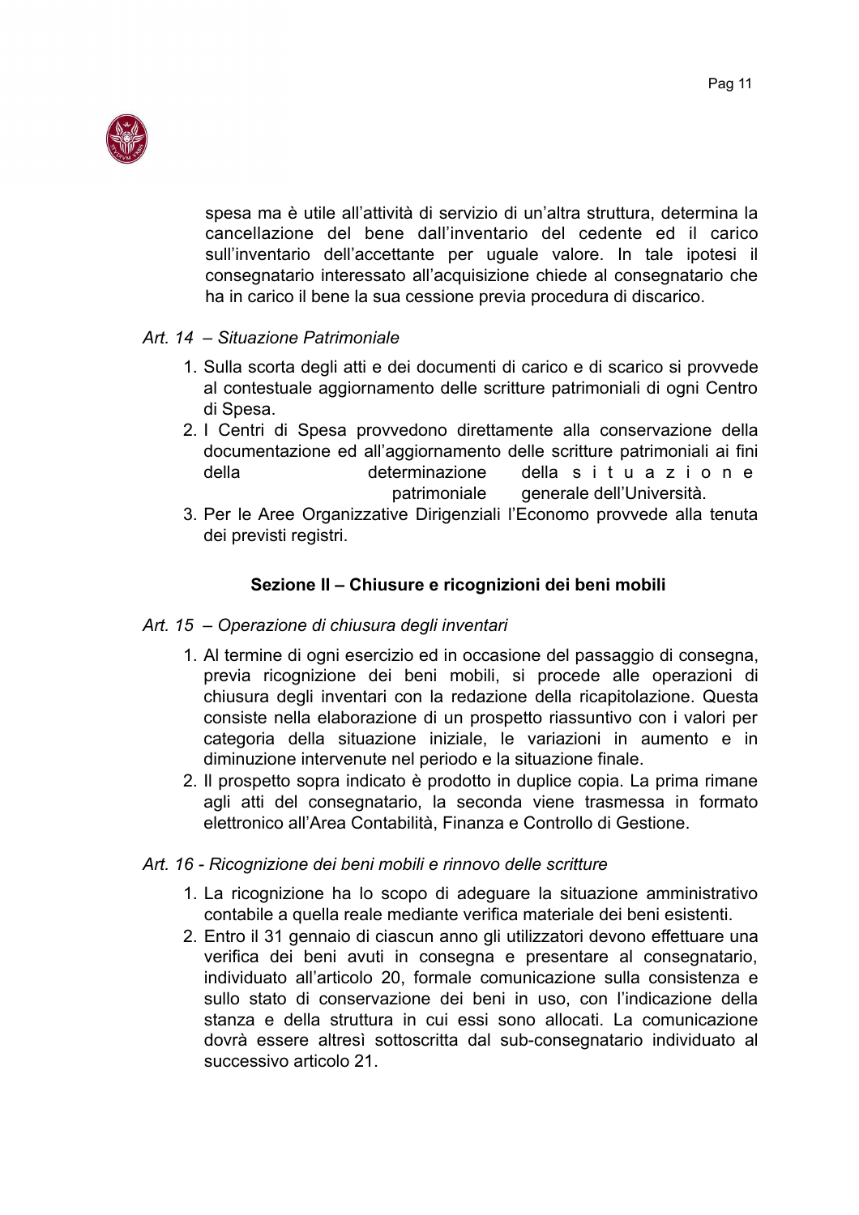spesa ma è utile all'attività di servizio di un'altra struttura, determina la cancellazione del bene dall'inventario del cedente ed il carico sull'inventario dell'accettante per uguale valore. In tale ipotesi il consegnatario interessato all'acquisizione chiede al consegnatario che ha in carico il bene la sua cessione previa procedura di discarico.

*Art. 14 – Situazione Patrimoniale*

1. Sulla scorta degli atti e dei documenti di carico e di scarico si provvede al contestuale aggiornamento delle scritture patrimoniali di ogni Centro di Spesa.
2. I Centri di Spesa provvedono direttamente alla conservazione della documentazione ed all'aggiornamento delle scritture patrimoniali ai fini della determinazione della situazione patrimoniale generale dell'Università.
3. Per le Aree Organizzative Dirigenziali l'Economo provvede alla tenuta dei previsti registri.

### Sezione II – Chiusure e ricognizioni dei beni mobili

*Art. 15 – Operazione di chiusura degli inventari*

1. Al termine di ogni esercizio ed in occasione del passaggio di consegna, previa ricognizione dei beni mobili, si procede alle operazioni di chiusura degli inventari con la redazione della ricapitolazione. Questa consiste nella elaborazione di un prospetto riassuntivo con i valori per categoria della situazione iniziale, le variazioni in aumento e in diminuzione intervenute nel periodo e la situazione finale.
2. Il prospetto sopra indicato è prodotto in duplice copia. La prima rimane agli atti del consegnatario, la seconda viene trasmessa in formato elettronico all'Area Contabilità, Finanza e Controllo di Gestione.

*Art. 16 - Ricognizione dei beni mobili e rinnovo delle scritture*

1. La ricognizione ha lo scopo di adeguare la situazione amministrativo contabile a quella reale mediante verifica materiale dei beni esistenti.
2. Entro il 31 gennaio di ciascun anno gli utilizzatori devono effettuare una verifica dei beni avuti in consegna e presentare al consegnatario, individuato all'articolo 20, formale comunicazione sulla consistenza e sullo stato di conservazione dei beni in uso, con l'indicazione della stanza e della struttura in cui essi sono allocati. La comunicazione dovrà essere altresì sottoscritta dal sub-consegnatario individuato al successivo articolo 21.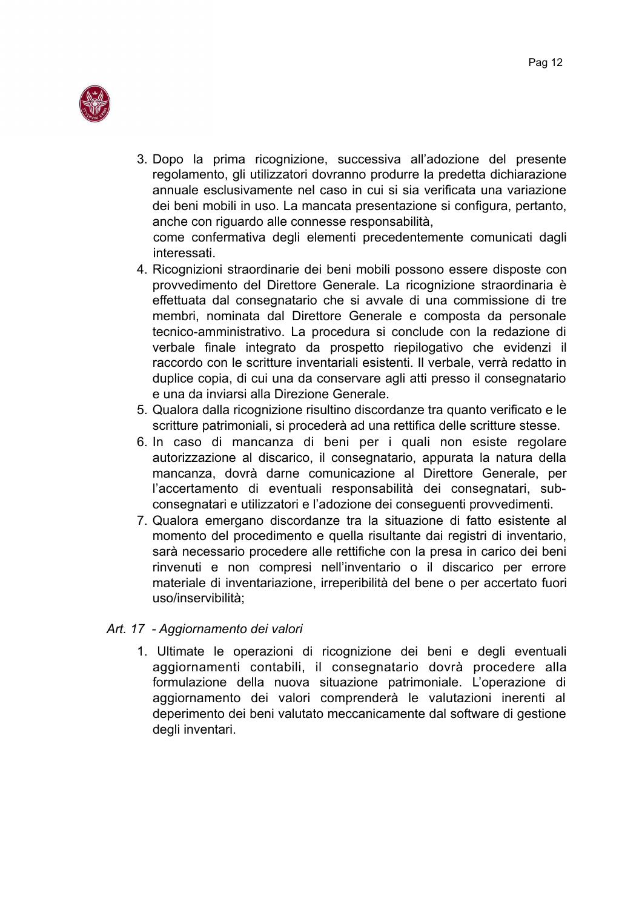3. Dopo la prima ricognizione, successiva all'adozione del presente regolamento, gli utilizzatori dovranno produrre la predetta dichiarazione annuale esclusivamente nel caso in cui si sia verificata una variazione dei beni mobili in uso. La mancata presentazione si configura, pertanto, anche con riguardo alle connesse responsabilità,
   come confermativa degli elementi precedentemente comunicati dagli interessati.
4. Ricognizioni straordinarie dei beni mobili possono essere disposte con provvedimento del Direttore Generale. La ricognizione straordinaria è effettuata dal consegnatario che si avvale di una commissione di tre membri, nominata dal Direttore Generale e composta da personale tecnico-amministrativo. La procedura si conclude con la redazione di verbale finale integrato da prospetto riepilogativo che evidenzi il raccordo con le scritture inventariali esistenti. Il verbale, verrà redatto in duplice copia, di cui una da conservare agli atti presso il consegnatario e una da inviarsi alla Direzione Generale.
5. Qualora dalla ricognizione risultino discordanze tra quanto verificato e le scritture patrimoniali, si procederà ad una rettifica delle scritture stesse.
6. In caso di mancanza di beni per i quali non esiste regolare autorizzazione al discarico, il consegnatario, appurata la natura della mancanza, dovrà darne comunicazione al Direttore Generale, per l'accertamento di eventuali responsabilità dei consegnatari, sub-consegnatari e utilizzatori e l'adozione dei conseguenti provvedimenti.
7. Qualora emergano discordanze tra la situazione di fatto esistente al momento del procedimento e quella risultante dai registri di inventario, sarà necessario procedere alle rettifiche con la presa in carico dei beni rinvenuti e non compresi nell'inventario o il discarico per errore materiale di inventariazione, irreperibilità del bene o per accertato fuori uso/inservibilità;

*Art. 17 - Aggiornamento dei valori*

1. Ultimate le operazioni di ricognizione dei beni e degli eventuali aggiornamenti contabili, il consegnatario dovrà procedere alla formulazione della nuova situazione patrimoniale. L'operazione di aggiornamento dei valori comprenderà le valutazioni inerenti al deperimento dei beni valutato meccanicamente dal software di gestione degli inventari.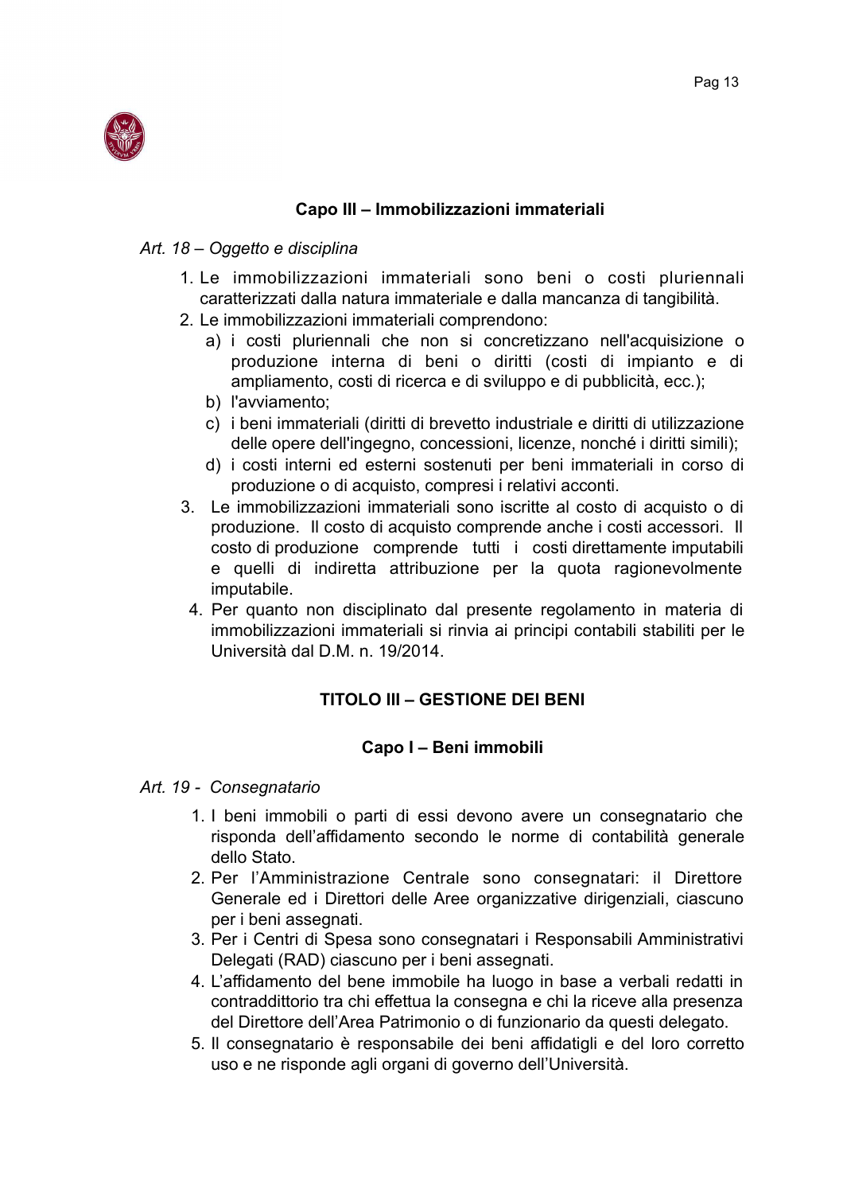### Capo III – Immobilizzazioni immateriali

*Art. 18 – Oggetto e disciplina*

1. Le immobilizzazioni immateriali sono beni o costi pluriennali caratterizzati dalla natura immateriale e dalla mancanza di tangibilità.
2. Le immobilizzazioni immateriali comprendono:
   a) i costi pluriennali che non si concretizzano nell'acquisizione o produzione interna di beni o diritti (costi di impianto e di ampliamento, costi di ricerca e di sviluppo e di pubblicità, ecc.);
   b) l'avviamento;
   c) i beni immateriali (diritti di brevetto industriale e diritti di utilizzazione delle opere dell'ingegno, concessioni, licenze, nonché i diritti simili);
   d) i costi interni ed esterni sostenuti per beni immateriali in corso di produzione o di acquisto, compresi i relativi acconti.
3. Le immobilizzazioni immateriali sono iscritte al costo di acquisto o di produzione. Il costo di acquisto comprende anche i costi accessori. Il costo di produzione comprende tutti i costi direttamente imputabili e quelli di indiretta attribuzione per la quota ragionevolmente imputabile.
4. Per quanto non disciplinato dal presente regolamento in materia di immobilizzazioni immateriali si rinvia ai principi contabili stabiliti per le Università dal D.M. n. 19/2014.

## TITOLO III – GESTIONE DEI BENI

### Capo I – Beni immobili

*Art. 19 - Consegnatario*

1. I beni immobili o parti di essi devono avere un consegnatario che risponda dell'affidamento secondo le norme di contabilità generale dello Stato.
2. Per l'Amministrazione Centrale sono consegnatari: il Direttore Generale ed i Direttori delle Aree organizzative dirigenziali, ciascuno per i beni assegnati.
3. Per i Centri di Spesa sono consegnatari i Responsabili Amministrativi Delegati (RAD) ciascuno per i beni assegnati.
4. L'affidamento del bene immobile ha luogo in base a verbali redatti in contraddittorio tra chi effettua la consegna e chi la riceve alla presenza del Direttore dell'Area Patrimonio o di funzionario da questi delegato.
5. Il consegnatario è responsabile dei beni affidatigli e del loro corretto uso e ne risponde agli organi di governo dell'Università.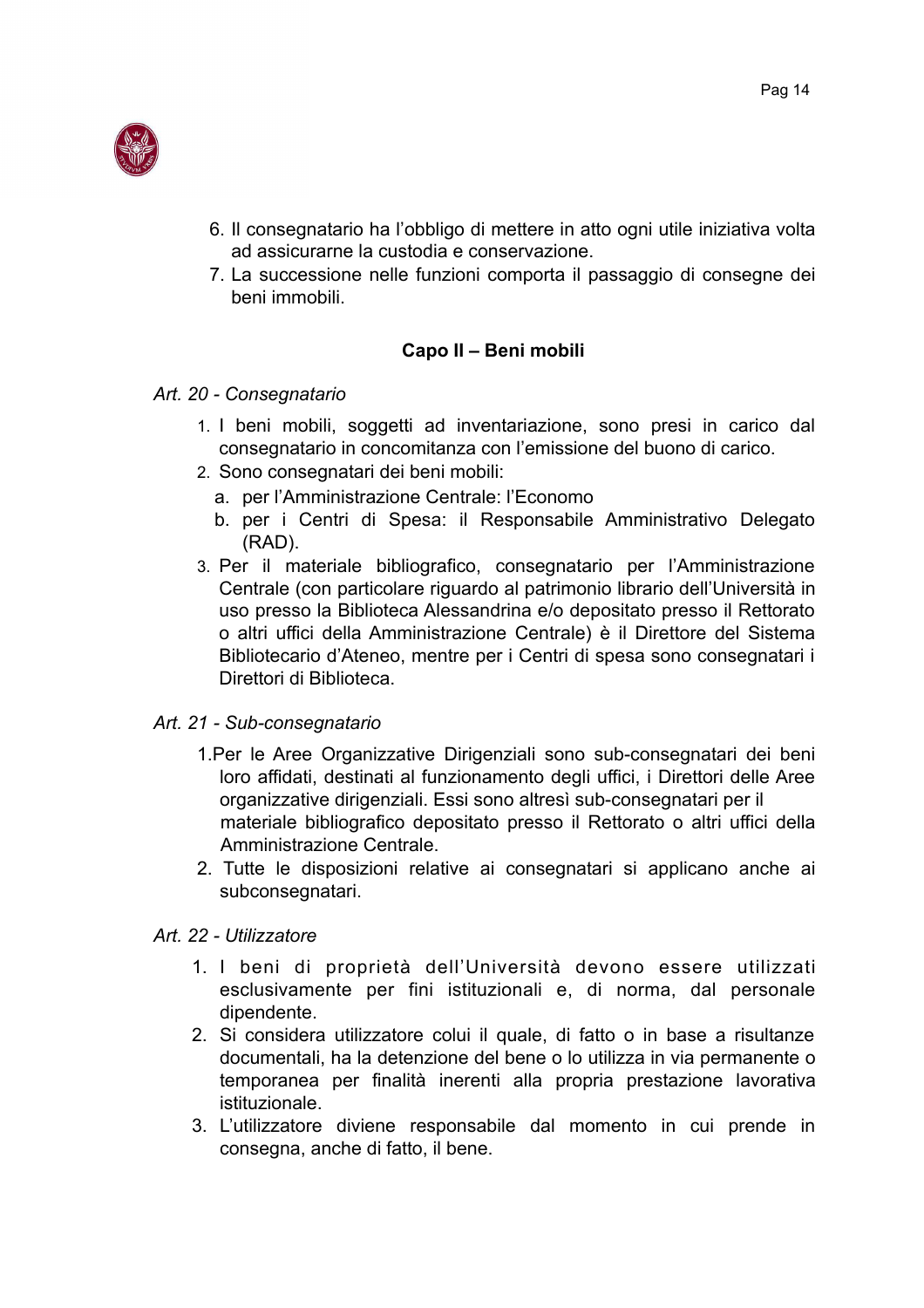6. Il consegnatario ha l'obbligo di mettere in atto ogni utile iniziativa volta ad assicurarne la custodia e conservazione.
7. La successione nelle funzioni comporta il passaggio di consegne dei beni immobili.

## Capo II – Beni mobili

*Art. 20 - Consegnatario*

1. I beni mobili, soggetti ad inventariazione, sono presi in carico dal consegnatario in concomitanza con l'emissione del buono di carico.
2. Sono consegnatari dei beni mobili:
   a. per l'Amministrazione Centrale: l'Economo
   b. per i Centri di Spesa: il Responsabile Amministrativo Delegato (RAD).
3. Per il materiale bibliografico, consegnatario per l'Amministrazione Centrale (con particolare riguardo al patrimonio librario dell'Università in uso presso la Biblioteca Alessandrina e/o depositato presso il Rettorato o altri uffici della Amministrazione Centrale) è il Direttore del Sistema Bibliotecario d'Ateneo, mentre per i Centri di spesa sono consegnatari i Direttori di Biblioteca.

*Art. 21 - Sub-consegnatario*

1. Per le Aree Organizzative Dirigenziali sono sub-consegnatari dei beni loro affidati, destinati al funzionamento degli uffici, i Direttori delle Aree organizzative dirigenziali. Essi sono altresì sub-consegnatari per il materiale bibliografico depositato presso il Rettorato o altri uffici della Amministrazione Centrale.
2. Tutte le disposizioni relative ai consegnatari si applicano anche ai subconsegnatari.

*Art. 22 - Utilizzatore*

1. I beni di proprietà dell'Università devono essere utilizzati esclusivamente per fini istituzionali e, di norma, dal personale dipendente.
2. Si considera utilizzatore colui il quale, di fatto o in base a risultanze documentali, ha la detenzione del bene o lo utilizza in via permanente o temporanea per finalità inerenti alla propria prestazione lavorativa istituzionale.
3. L'utilizzatore diviene responsabile dal momento in cui prende in consegna, anche di fatto, il bene.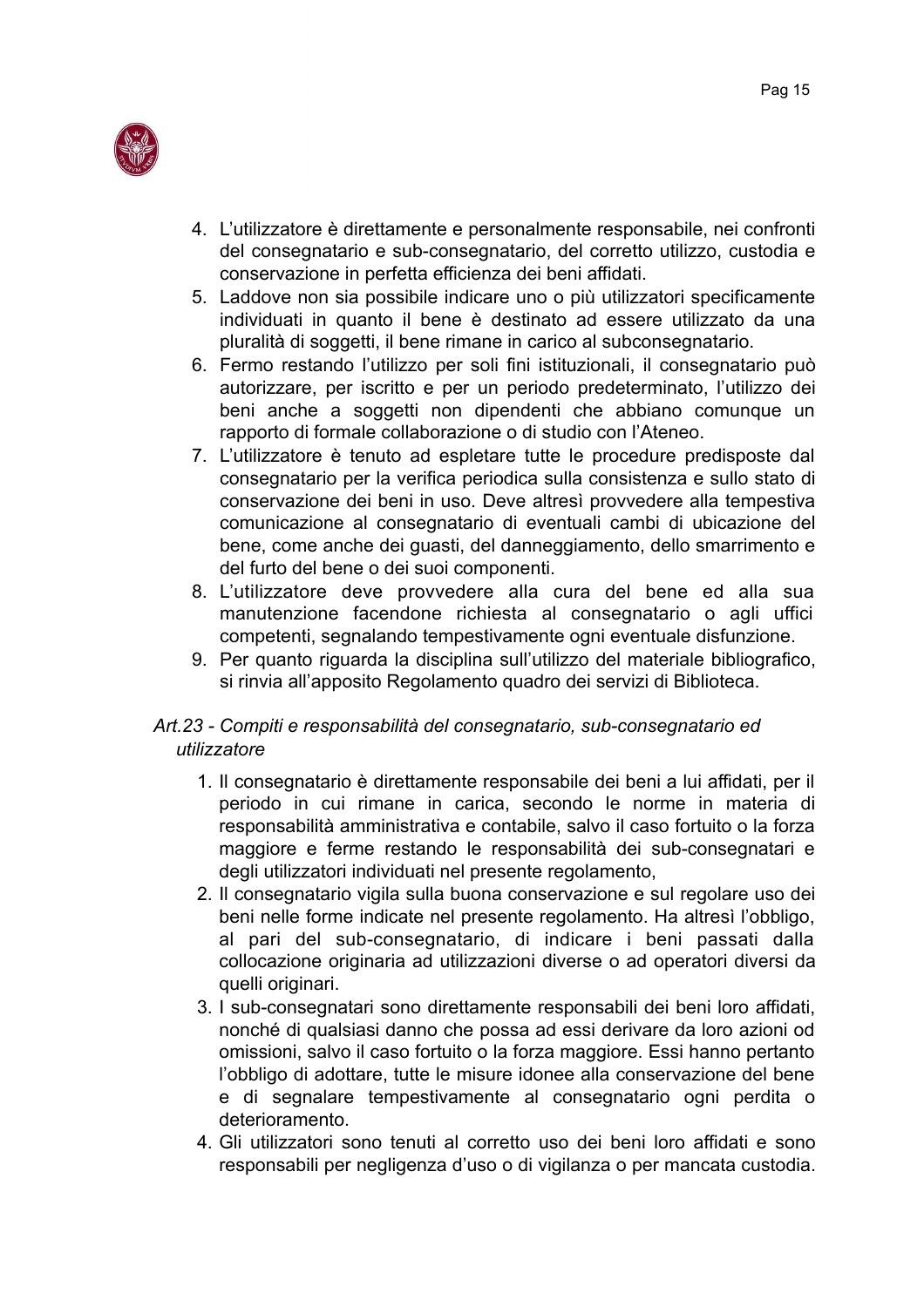4. L'utilizzatore è direttamente e personalmente responsabile, nei confronti del consegnatario e sub-consegnatario, del corretto utilizzo, custodia e conservazione in perfetta efficienza dei beni affidati.
5. Laddove non sia possibile indicare uno o più utilizzatori specificamente individuati in quanto il bene è destinato ad essere utilizzato da una pluralità di soggetti, il bene rimane in carico al subconsegnatario.
6. Fermo restando l'utilizzo per soli fini istituzionali, il consegnatario può autorizzare, per iscritto e per un periodo predeterminato, l'utilizzo dei beni anche a soggetti non dipendenti che abbiano comunque un rapporto di formale collaborazione o di studio con l'Ateneo.
7. L'utilizzatore è tenuto ad espletare tutte le procedure predisposte dal consegnatario per la verifica periodica sulla consistenza e sullo stato di conservazione dei beni in uso. Deve altresì provvedere alla tempestiva comunicazione al consegnatario di eventuali cambi di ubicazione del bene, come anche dei guasti, del danneggiamento, dello smarrimento e del furto del bene o dei suoi componenti.
8. L'utilizzatore deve provvedere alla cura del bene ed alla sua manutenzione facendone richiesta al consegnatario o agli uffici competenti, segnalando tempestivamente ogni eventuale disfunzione.
9. Per quanto riguarda la disciplina sull'utilizzo del materiale bibliografico, si rinvia all'apposito Regolamento quadro dei servizi di Biblioteca.

*Art.23 - Compiti e responsabilità del consegnatario, sub-consegnatario ed utilizzatore*

1. Il consegnatario è direttamente responsabile dei beni a lui affidati, per il periodo in cui rimane in carica, secondo le norme in materia di responsabilità amministrativa e contabile, salvo il caso fortuito o la forza maggiore e ferme restando le responsabilità dei sub-consegnatari e degli utilizzatori individuati nel presente regolamento,
2. Il consegnatario vigila sulla buona conservazione e sul regolare uso dei beni nelle forme indicate nel presente regolamento. Ha altresì l'obbligo, al pari del sub-consegnatario, di indicare i beni passati dalla collocazione originaria ad utilizzazioni diverse o ad operatori diversi da quelli originari.
3. I sub-consegnatari sono direttamente responsabili dei beni loro affidati, nonché di qualsiasi danno che possa ad essi derivare da loro azioni od omissioni, salvo il caso fortuito o la forza maggiore. Essi hanno pertanto l'obbligo di adottare, tutte le misure idonee alla conservazione del bene e di segnalare tempestivamente al consegnatario ogni perdita o deterioramento.
4. Gli utilizzatori sono tenuti al corretto uso dei beni loro affidati e sono responsabili per negligenza d'uso o di vigilanza o per mancata custodia.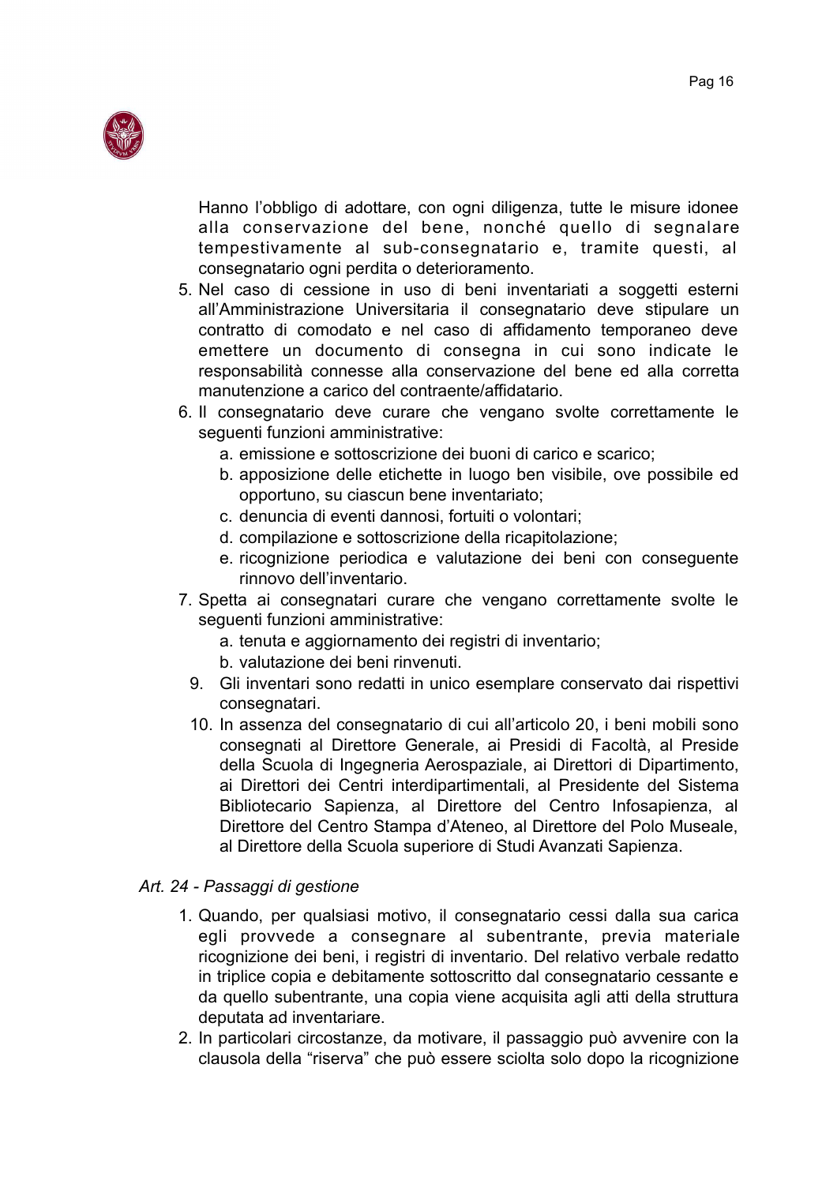Hanno l'obbligo di adottare, con ogni diligenza, tutte le misure idonee alla conservazione del bene, nonché quello di segnalare tempestivamente al sub-consegnatario e, tramite questi, al consegnatario ogni perdita o deterioramento.

5. Nel caso di cessione in uso di beni inventariati a soggetti esterni all'Amministrazione Universitaria il consegnatario deve stipulare un contratto di comodato e nel caso di affidamento temporaneo deve emettere un documento di consegna in cui sono indicate le responsabilità connesse alla conservazione del bene ed alla corretta manutenzione a carico del contraente/affidatario.
6. Il consegnatario deve curare che vengano svolte correttamente le seguenti funzioni amministrative:
    a. emissione e sottoscrizione dei buoni di carico e scarico;
    b. apposizione delle etichette in luogo ben visibile, ove possibile ed opportuno, su ciascun bene inventariato;
    c. denuncia di eventi dannosi, fortuiti o volontari;
    d. compilazione e sottoscrizione della ricapitolazione;
    e. ricognizione periodica e valutazione dei beni con conseguente rinnovo dell'inventario.
7. Spetta ai consegnatari curare che vengano correttamente svolte le seguenti funzioni amministrative:
    a. tenuta e aggiornamento dei registri di inventario;
    b. valutazione dei beni rinvenuti.
9. Gli inventari sono redatti in unico esemplare conservato dai rispettivi consegnatari.
10. In assenza del consegnatario di cui all'articolo 20, i beni mobili sono consegnati al Direttore Generale, ai Presidi di Facoltà, al Preside della Scuola di Ingegneria Aerospaziale, ai Direttori di Dipartimento, ai Direttori dei Centri interdipartimentali, al Presidente del Sistema Bibliotecario Sapienza, al Direttore del Centro Infosapienza, al Direttore del Centro Stampa d'Ateneo, al Direttore del Polo Museale, al Direttore della Scuola superiore di Studi Avanzati Sapienza.

*Art. 24 - Passaggi di gestione*

1. Quando, per qualsiasi motivo, il consegnatario cessi dalla sua carica egli provvede a consegnare al subentrante, previa materiale ricognizione dei beni, i registri di inventario. Del relativo verbale redatto in triplice copia e debitamente sottoscritto dal consegnatario cessante e da quello subentrante, una copia viene acquisita agli atti della struttura deputata ad inventariare.
2. In particolari circostanze, da motivare, il passaggio può avvenire con la clausola della "riserva" che può essere sciolta solo dopo la ricognizione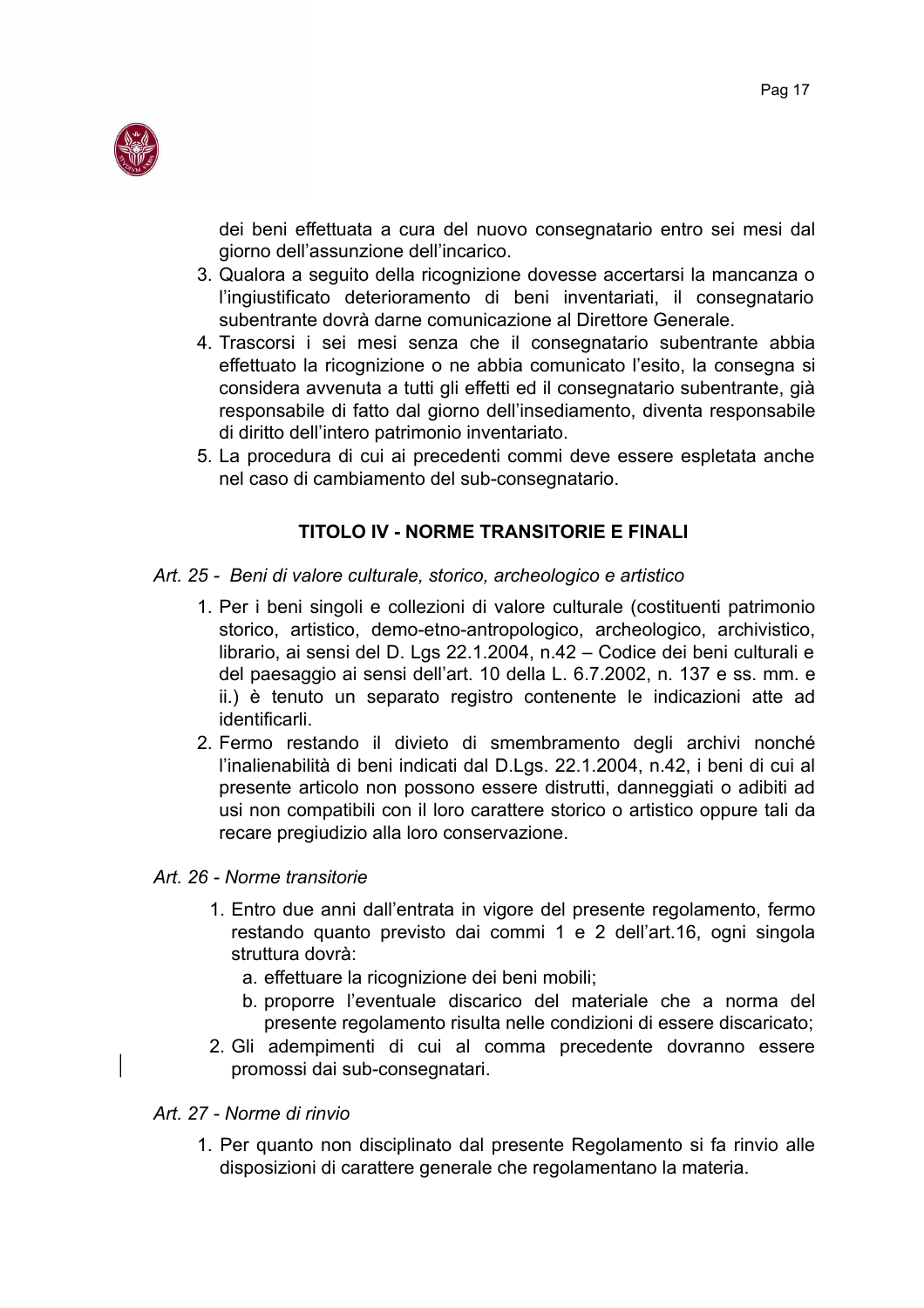dei beni effettuata a cura del nuovo consegnatario entro sei mesi dal giorno dell'assunzione dell'incarico.

3. Qualora a seguito della ricognizione dovesse accertarsi la mancanza o l'ingiustificato deterioramento di beni inventariati, il consegnatario subentrante dovrà darne comunicazione al Direttore Generale.
4. Trascorsi i sei mesi senza che il consegnatario subentrante abbia effettuato la ricognizione o ne abbia comunicato l'esito, la consegna si considera avvenuta a tutti gli effetti ed il consegnatario subentrante, già responsabile di fatto dal giorno dell'insediamento, diventa responsabile di diritto dell'intero patrimonio inventariato.
5. La procedura di cui ai precedenti commi deve essere espletata anche nel caso di cambiamento del sub-consegnatario.

## TITOLO IV - NORME TRANSITORIE E FINALI

*Art. 25 - Beni di valore culturale, storico, archeologico e artistico*

1. Per i beni singoli e collezioni di valore culturale (costituenti patrimonio storico, artistico, demo-etno-antropologico, archeologico, archivistico, librario, ai sensi del D. Lgs 22.1.2004, n.42 – Codice dei beni culturali e del paesaggio ai sensi dell'art. 10 della L. 6.7.2002, n. 137 e ss. mm. e ii.) è tenuto un separato registro contenente le indicazioni atte ad identificarli.
2. Fermo restando il divieto di smembramento degli archivi nonché l'inalienabilità di beni indicati dal D.Lgs. 22.1.2004, n.42, i beni di cui al presente articolo non possono essere distrutti, danneggiati o adibiti ad usi non compatibili con il loro carattere storico o artistico oppure tali da recare pregiudizio alla loro conservazione.

*Art. 26 - Norme transitorie*

1. Entro due anni dall'entrata in vigore del presente regolamento, fermo restando quanto previsto dai commi 1 e 2 dell'art.16, ogni singola struttura dovrà:
   a. effettuare la ricognizione dei beni mobili;
   b. proporre l'eventuale discarico del materiale che a norma del presente regolamento risulta nelle condizioni di essere discaricato;
2. Gli adempimenti di cui al comma precedente dovranno essere promossi dai sub-consegnatari.

*Art. 27 - Norme di rinvio*

1. Per quanto non disciplinato dal presente Regolamento si fa rinvio alle disposizioni di carattere generale che regolamentano la materia.